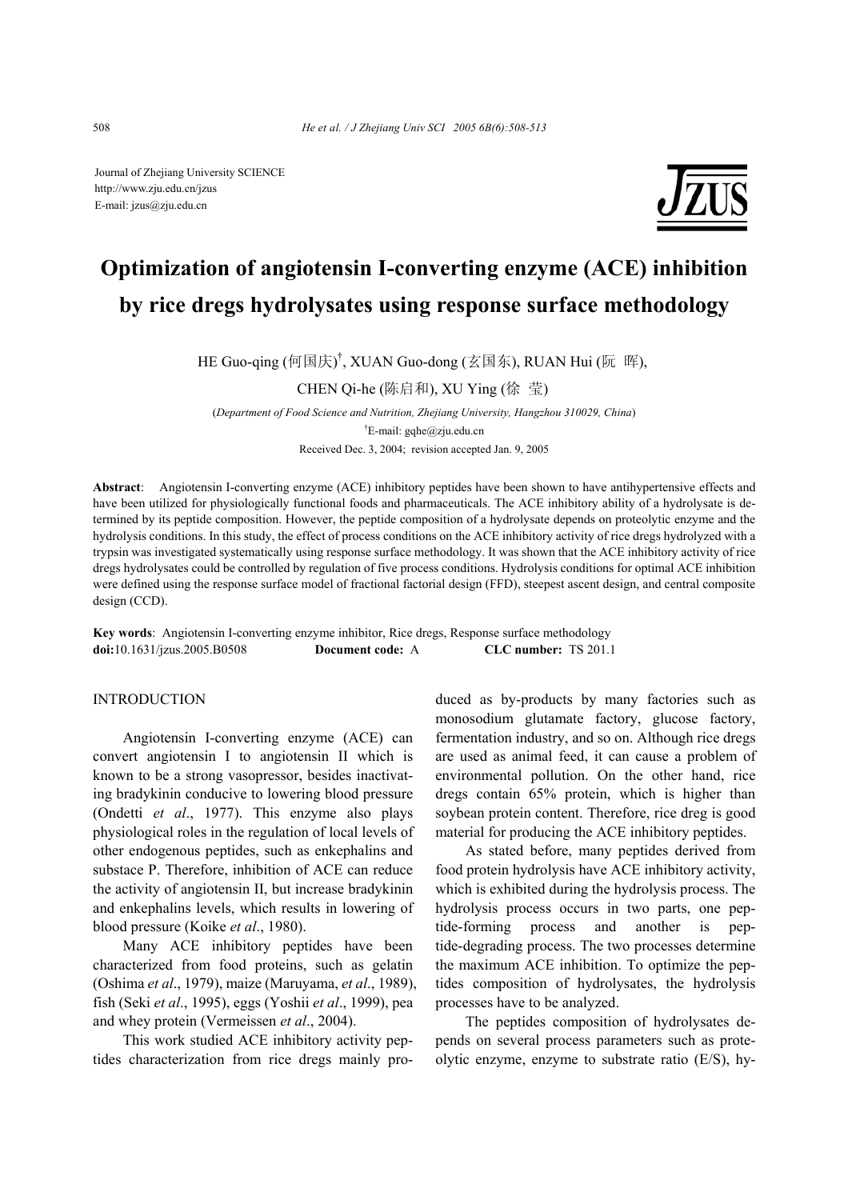Journal of Zhejiang University SCIENCE
http://www.zju.edu.cn/jzus
E-mail: jzus@zju.edu.cn

# Optimization of angiotensin I-converting enzyme (ACE) inhibition by rice dregs hydrolysates using response surface methodology

HE Guo-qing (何国庆)[†], XUAN Guo-dong (玄国东), RUAN Hui (阮 晖), CHEN Qi-he (陈启和), XU Ying (徐 莹)

(*Department of Food Science and Nutrition, Zhejiang University, Hangzhou 310029, China*)

[†]E-mail: gqhe@zju.edu.cn

Received Dec. 3, 2004; revision accepted Jan. 9, 2005

**Abstract**: Angiotensin I-converting enzyme (ACE) inhibitory peptides have been shown to have antihypertensive effects and have been utilized for physiologically functional foods and pharmaceuticals. The ACE inhibitory ability of a hydrolysate is determined by its peptide composition. However, the peptide composition of a hydrolysate depends on proteolytic enzyme and the hydrolysis conditions. In this study, the effect of process conditions on the ACE inhibitory activity of rice dregs hydrolyzed with a trypsin was investigated systematically using response surface methodology. It was shown that the ACE inhibitory activity of rice dregs hydrolysates could be controlled by regulation of five process conditions. Hydrolysis conditions for optimal ACE inhibition were defined using the response surface model of fractional factorial design (FFD), steepest ascent design, and central composite design (CCD).

**Key words**: Angiotensin I-converting enzyme inhibitor, Rice dregs, Response surface methodology
**doi:**10.1631/jzus.2005.B0508 **Document code:** A **CLC number:** TS 201.1

## INTRODUCTION

Angiotensin I-converting enzyme (ACE) can convert angiotensin I to angiotensin II which is known to be a strong vasopressor, besides inactivating bradykinin conducive to lowering blood pressure (Ondetti *et al*., 1977). This enzyme also plays physiological roles in the regulation of local levels of other endogenous peptides, such as enkephalins and substace P. Therefore, inhibition of ACE can reduce the activity of angiotensin II, but increase bradykinin and enkephalins levels, which results in lowering of blood pressure (Koike *et al*., 1980).

Many ACE inhibitory peptides have been characterized from food proteins, such as gelatin (Oshima *et al*., 1979), maize (Maruyama, *et al*., 1989), fish (Seki *et al*., 1995), eggs (Yoshii *et al*., 1999), pea and whey protein (Vermeissen *et al*., 2004).

This work studied ACE inhibitory activity peptides characterization from rice dregs mainly produced as by-products by many factories such as monosodium glutamate factory, glucose factory, fermentation industry, and so on. Although rice dregs are used as animal feed, it can cause a problem of environmental pollution. On the other hand, rice dregs contain 65% protein, which is higher than soybean protein content. Therefore, rice dreg is good material for producing the ACE inhibitory peptides.

As stated before, many peptides derived from food protein hydrolysis have ACE inhibitory activity, which is exhibited during the hydrolysis process. The hydrolysis process occurs in two parts, one peptide-forming process and another is peptide-degrading process. The two processes determine the maximum ACE inhibition. To optimize the peptides composition of hydrolysates, the hydrolysis processes have to be analyzed.

The peptides composition of hydrolysates depends on several process parameters such as proteolytic enzyme, enzyme to substrate ratio (E/S), hy-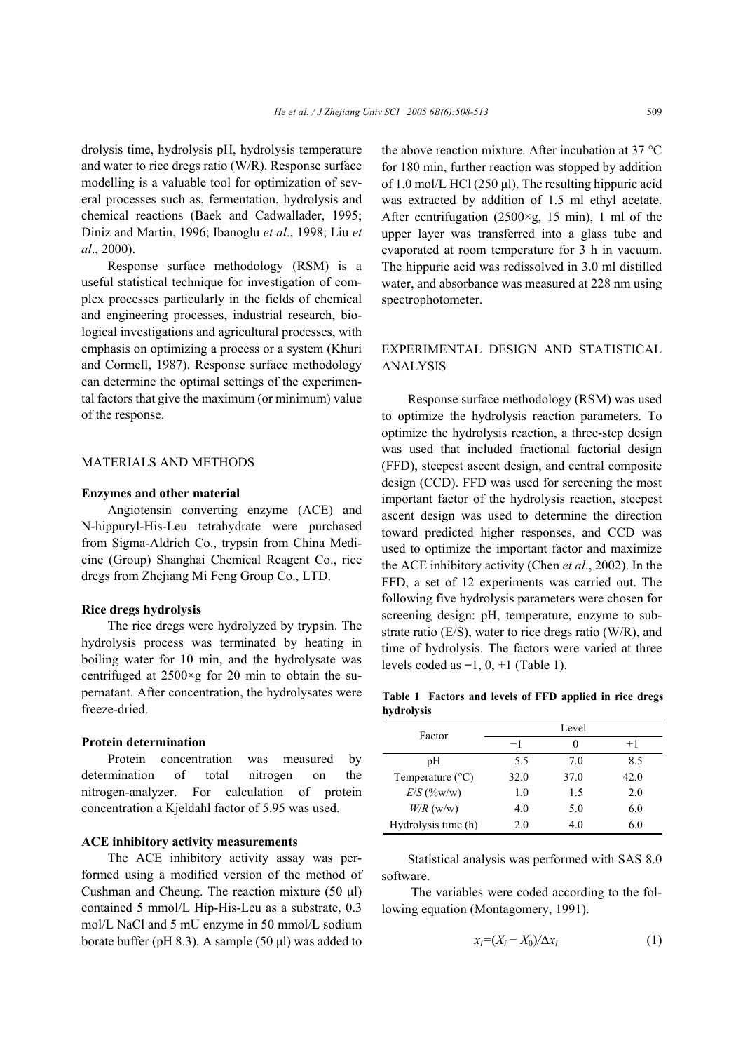drolysis time, hydrolysis pH, hydrolysis temperature and water to rice dregs ratio (W/R). Response surface modelling is a valuable tool for optimization of several processes such as, fermentation, hydrolysis and chemical reactions (Baek and Cadwallader, 1995; Diniz and Martin, 1996; Ibanoglu *et al*., 1998; Liu *et al*., 2000).

Response surface methodology (RSM) is a useful statistical technique for investigation of complex processes particularly in the fields of chemical and engineering processes, industrial research, biological investigations and agricultural processes, with emphasis on optimizing a process or a system (Khuri and Cormell, 1987). Response surface methodology can determine the optimal settings of the experimental factors that give the maximum (or minimum) value of the response.

## MATERIALS AND METHODS

### Enzymes and other material

Angiotensin converting enzyme (ACE) and N-hippuryl-His-Leu tetrahydrate were purchased from Sigma-Aldrich Co., trypsin from China Medicine (Group) Shanghai Chemical Reagent Co., rice dregs from Zhejiang Mi Feng Group Co., LTD.

### Rice dregs hydrolysis

The rice dregs were hydrolyzed by trypsin. The hydrolysis process was terminated by heating in boiling water for 10 min, and the hydrolysate was centrifuged at 2500×g for 20 min to obtain the supernatant. After concentration, the hydrolysates were freeze-dried.

### Protein determination

Protein concentration was measured by determination of total nitrogen on the nitrogen-analyzer. For calculation of protein concentration a Kjeldahl factor of 5.95 was used.

### ACE inhibitory activity measurements

The ACE inhibitory activity assay was performed using a modified version of the method of Cushman and Cheung. The reaction mixture (50 μl) contained 5 mmol/L Hip-His-Leu as a substrate, 0.3 mol/L NaCl and 5 mU enzyme in 50 mmol/L sodium borate buffer (pH 8.3). A sample (50 μl) was added to the above reaction mixture. After incubation at 37 °C for 180 min, further reaction was stopped by addition of 1.0 mol/L HCl (250 μl). The resulting hippuric acid was extracted by addition of 1.5 ml ethyl acetate. After centrifugation (2500×g, 15 min), 1 ml of the upper layer was transferred into a glass tube and evaporated at room temperature for 3 h in vacuum. The hippuric acid was redissolved in 3.0 ml distilled water, and absorbance was measured at 228 nm using spectrophotometer.

## EXPERIMENTAL DESIGN AND STATISTICAL ANALYSIS

Response surface methodology (RSM) was used to optimize the hydrolysis reaction parameters. To optimize the hydrolysis reaction, a three-step design was used that included fractional factorial design (FFD), steepest ascent design, and central composite design (CCD). FFD was used for screening the most important factor of the hydrolysis reaction, steepest ascent design was used to determine the direction toward predicted higher responses, and CCD was used to optimize the important factor and maximize the ACE inhibitory activity (Chen *et al*., 2002). In the FFD, a set of 12 experiments was carried out. The following five hydrolysis parameters were chosen for screening design: pH, temperature, enzyme to substrate ratio (E/S), water to rice dregs ratio (W/R), and time of hydrolysis. The factors were varied at three levels coded as −1, 0, +1 (Table 1).

**Table 1 Factors and levels of FFD applied in rice dregs hydrolysis**

| Factor | Level | | |
|---|---|---|---|
| | −1 | 0 | +1 |
| pH | 5.5 | 7.0 | 8.5 |
| Temperature (°C) | 32.0 | 37.0 | 42.0 |
| *E*/*S* (%w/w) | 1.0 | 1.5 | 2.0 |
| *W*/*R* (w/w) | 4.0 | 5.0 | 6.0 |
| Hydrolysis time (h) | 2.0 | 4.0 | 6.0 |

Statistical analysis was performed with SAS 8.0 software.

The variables were coded according to the following equation (Montagomery, 1991).

$$x_i=(X_i - X_0)/\Delta x_i \tag{1}$$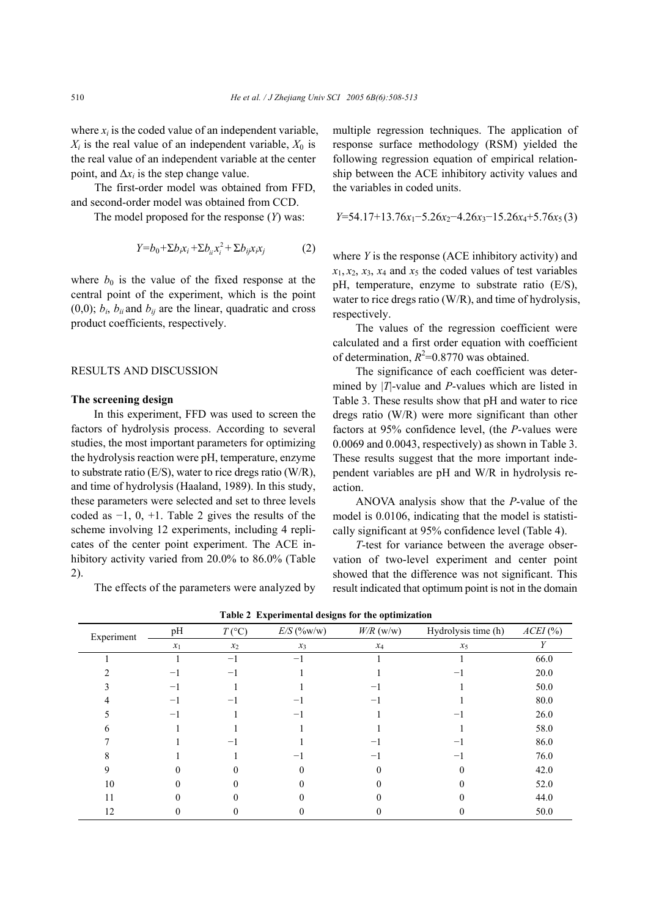where $x_i$ is the coded value of an independent variable, $X_i$ is the real value of an independent variable, $X_0$ is the real value of an independent variable at the center point, and $\Delta x_i$ is the step change value.

The first-order model was obtained from FFD, and second-order model was obtained from CCD.

The model proposed for the response ($Y$) was:

$$Y=b_0+\Sigma b_i x_i+\Sigma b_{ii} x_i^2+\Sigma b_{ij} x_i x_j \quad (2)$$

where $b_0$ is the value of the fixed response at the central point of the experiment, which is the point (0,0); $b_i$, $b_{ii}$ and $b_{ij}$ are the linear, quadratic and cross product coefficients, respectively.

## RESULTS AND DISCUSSION

### The screening design

In this experiment, FFD was used to screen the factors of hydrolysis process. According to several studies, the most important parameters for optimizing the hydrolysis reaction were pH, temperature, enzyme to substrate ratio (E/S), water to rice dregs ratio (W/R), and time of hydrolysis (Haaland, 1989). In this study, these parameters were selected and set to three levels coded as −1, 0, +1. Table 2 gives the results of the scheme involving 12 experiments, including 4 replicates of the center point experiment. The ACE inhibitory activity varied from 20.0% to 86.0% (Table 2).

The effects of the parameters were analyzed by multiple regression techniques. The application of response surface methodology (RSM) yielded the following regression equation of empirical relationship between the ACE inhibitory activity values and the variables in coded units.

$$Y=54.17+13.76x_1-5.26x_2-4.26x_3-15.26x_4+5.76x_5 \quad (3)$$

where $Y$ is the response (ACE inhibitory activity) and $x_1$, $x_2$, $x_3$, $x_4$ and $x_5$ the coded values of test variables pH, temperature, enzyme to substrate ratio (E/S), water to rice dregs ratio (W/R), and time of hydrolysis, respectively.

The values of the regression coefficient were calculated and a first order equation with coefficient of determination, $R^2$=0.8770 was obtained.

The significance of each coefficient was determined by $|T|$-value and $P$-values which are listed in Table 3. These results show that pH and water to rice dregs ratio (W/R) were more significant than other factors at 95% confidence level, (the $P$-values were 0.0069 and 0.0043, respectively) as shown in Table 3. These results suggest that the more important independent variables are pH and W/R in hydrolysis reaction.

ANOVA analysis show that the $P$-value of the model is 0.0106, indicating that the model is statistically significant at 95% confidence level (Table 4).

$T$-test for variance between the average observation of two-level experiment and center point showed that the difference was not significant. This result indicated that optimum point is not in the domain

**Table 2 Experimental designs for the optimization**

| Experiment | pH | $T$ (°C) | $E/S$ (%w/w) | $W/R$ (w/w) | Hydrolysis time (h) | $ACEI$ (%) |
|---|---|---|---|---|---|---|
| | $x_1$ | $x_2$ | $x_3$ | $x_4$ | $x_5$ | $Y$ |
| 1 | 1 | −1 | −1 | 1 | 1 | 66.0 |
| 2 | −1 | −1 | 1 | 1 | −1 | 20.0 |
| 3 | −1 | 1 | 1 | −1 | 1 | 50.0 |
| 4 | −1 | −1 | −1 | −1 | 1 | 80.0 |
| 5 | −1 | 1 | −1 | 1 | −1 | 26.0 |
| 6 | 1 | 1 | 1 | 1 | 1 | 58.0 |
| 7 | 1 | −1 | 1 | −1 | −1 | 86.0 |
| 8 | 1 | 1 | −1 | −1 | −1 | 76.0 |
| 9 | 0 | 0 | 0 | 0 | 0 | 42.0 |
| 10 | 0 | 0 | 0 | 0 | 0 | 52.0 |
| 11 | 0 | 0 | 0 | 0 | 0 | 44.0 |
| 12 | 0 | 0 | 0 | 0 | 0 | 50.0 |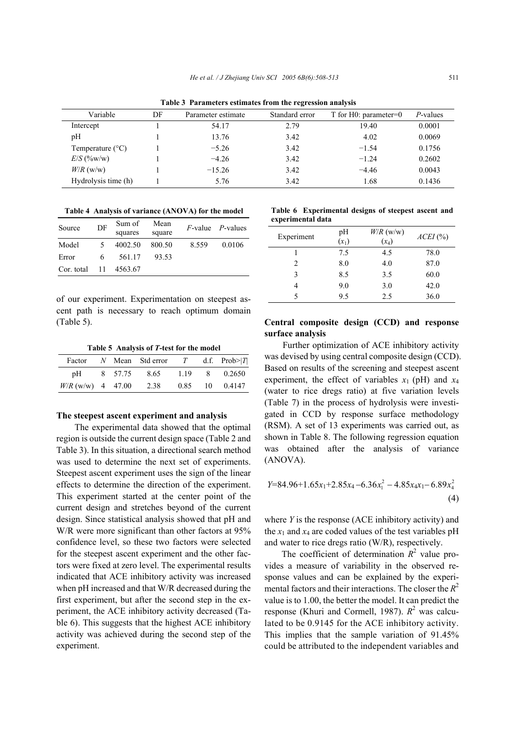**Table 3 Parameters estimates from the regression analysis**

| Variable | DF | Parameter estimate | Standard error | T for H0: parameter=0 | *P*-values |
|---|---|---|---|---|---|
| Intercept | 1 | 54.17 | 2.79 | 19.40 | 0.0001 |
| pH | 1 | 13.76 | 3.42 | 4.02 | 0.0069 |
| Temperature (°C) | 1 | −5.26 | 3.42 | −1.54 | 0.1756 |
| *E*/*S* (%w/w) | 1 | −4.26 | 3.42 | −1.24 | 0.2602 |
| *W*/*R* (w/w) | 1 | −15.26 | 3.42 | −4.46 | 0.0043 |
| Hydrolysis time (h) | 1 | 5.76 | 3.42 | 1.68 | 0.1436 |

**Table 4 Analysis of variance (ANOVA) for the model**

| Source | DF | Sum of squares | Mean square | *F*-value | *P*-values |
|---|---|---|---|---|---|
| Model | 5 | 4002.50 | 800.50 | 8.559 | 0.0106 |
| Error | 6 | 561.17 | 93.53 | | |
| Cor. total | 11 | 4563.67 | | | |

of our experiment. Experimentation on steepest ascent path is necessary to reach optimum domain (Table 5).

**Table 5 Analysis of *T*-test for the model**

| Factor | *N* | Mean | Std error | *T* | d.f. | Prob>\|*T*\| |
|---|---|---|---|---|---|---|
| pH | 8 | 57.75 | 8.65 | 1.19 | 8 | 0.2650 |
| *W*/*R* (w/w) | 4 | 47.00 | 2.38 | 0.85 | 10 | 0.4147 |

### The steepest ascent experiment and analysis

The experimental data showed that the optimal region is outside the current design space (Table 2 and Table 3). In this situation, a directional search method was used to determine the next set of experiments. Steepest ascent experiment uses the sign of the linear effects to determine the direction of the experiment. This experiment started at the center point of the current design and stretches beyond of the current design. Since statistical analysis showed that pH and W/R were more significant than other factors at 95% confidence level, so these two factors were selected for the steepest ascent experiment and the other factors were fixed at zero level. The experimental results indicated that ACE inhibitory activity was increased when pH increased and that W/R decreased during the first experiment, but after the second step in the experiment, the ACE inhibitory activity decreased (Table 6). This suggests that the highest ACE inhibitory activity was achieved during the second step of the experiment.

**Table 6 Experimental designs of steepest ascent and experimental data**

| Experiment | pH ($x_1$) | *W*/*R* (w/w) ($x_4$) | *ACEI* (%) |
|---|---|---|---|
| 1 | 7.5 | 4.5 | 78.0 |
| 2 | 8.0 | 4.0 | 87.0 |
| 3 | 8.5 | 3.5 | 60.0 |
| 4 | 9.0 | 3.0 | 42.0 |
| 5 | 9.5 | 2.5 | 36.0 |

### Central composite design (CCD) and response surface analysis

Further optimization of ACE inhibitory activity was devised by using central composite design (CCD). Based on results of the screening and steepest ascent experiment, the effect of variables $x_1$ (pH) and $x_4$ (water to rice dregs ratio) at five variation levels (Table 7) in the process of hydrolysis were investigated in CCD by response surface methodology (RSM). A set of 13 experiments was carried out, as shown in Table 8. The following regression equation was obtained after the analysis of variance (ANOVA).

$$Y=84.96+1.65x_1+2.85x_4-6.36x_1^2-4.85x_4x_1-6.89x_4^2 \tag{4}$$

where *Y* is the response (ACE inhibitory activity) and the $x_1$ and $x_4$ are coded values of the test variables pH and water to rice dregs ratio (W/R), respectively.

The coefficient of determination $R^2$ value provides a measure of variability in the observed response values and can be explained by the experimental factors and their interactions. The closer the $R^2$ value is to 1.00, the better the model. It can predict the response (Khuri and Cormell, 1987). $R^2$ was calculated to be 0.9145 for the ACE inhibitory activity. This implies that the sample variation of 91.45% could be attributed to the independent variables and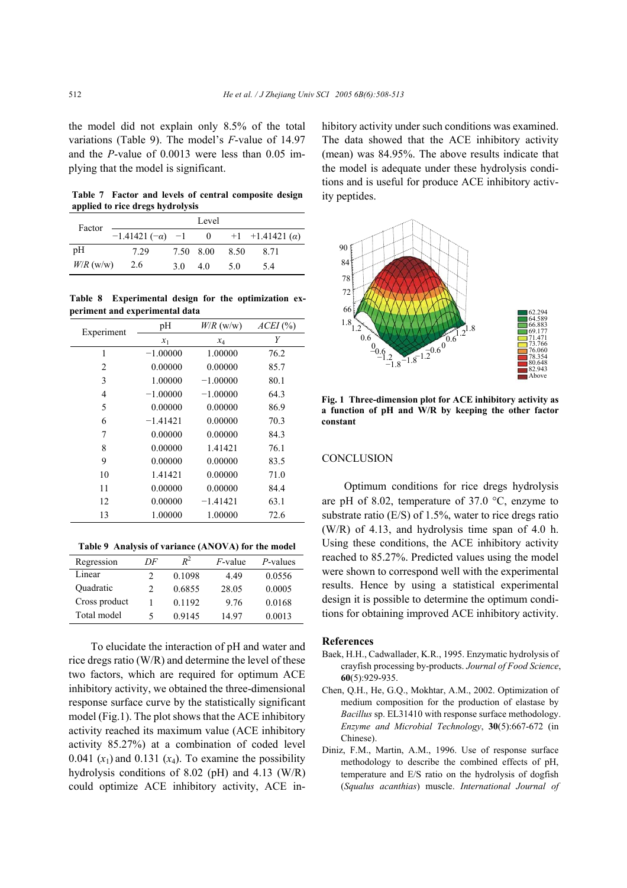the model did not explain only 8.5% of the total variations (Table 9). The model's $F$-value of 14.97 and the $P$-value of 0.0013 were less than 0.05 implying that the model is significant.

**Table 7 Factor and levels of central composite design applied to rice dregs hydrolysis**

| Factor | Level | | | | |
|---|---|---|---|---|---|
| | −1.41421 (−$\alpha$) | −1 | 0 | +1 | +1.41421 ($\alpha$) |
| pH | 7.29 | 7.50 | 8.00 | 8.50 | 8.71 |
| $W/R$ (w/w) | 2.6 | 3.0 | 4.0 | 5.0 | 5.4 |

**Table 8 Experimental design for the optimization experiment and experimental data**

| Experiment | pH | $W/R$ (w/w) | $ACEI$ (%) |
|---|---|---|---|
| | $x_1$ | $x_4$ | $Y$ |
| 1 | −1.00000 | 1.00000 | 76.2 |
| 2 | 0.00000 | 0.00000 | 85.7 |
| 3 | 1.00000 | −1.00000 | 80.1 |
| 4 | −1.00000 | −1.00000 | 64.3 |
| 5 | 0.00000 | 0.00000 | 86.9 |
| 6 | −1.41421 | 0.00000 | 70.3 |
| 7 | 0.00000 | 0.00000 | 84.3 |
| 8 | 0.00000 | 1.41421 | 76.1 |
| 9 | 0.00000 | 0.00000 | 83.5 |
| 10 | 1.41421 | 0.00000 | 71.0 |
| 11 | 0.00000 | 0.00000 | 84.4 |
| 12 | 0.00000 | −1.41421 | 63.1 |
| 13 | 1.00000 | 1.00000 | 72.6 |

**Table 9 Analysis of variance (ANOVA) for the model**

| Regression | $DF$ | $R^2$ | $F$-value | $P$-values |
|---|---|---|---|---|
| Linear | 2 | 0.1098 | 4.49 | 0.0556 |
| Quadratic | 2 | 0.6855 | 28.05 | 0.0005 |
| Cross product | 1 | 0.1192 | 9.76 | 0.0168 |
| Total model | 5 | 0.9145 | 14.97 | 0.0013 |

To elucidate the interaction of pH and water and rice dregs ratio (W/R) and determine the level of these two factors, which are required for optimum ACE inhibitory activity, we obtained the three-dimensional response surface curve by the statistically significant model (Fig.1). The plot shows that the ACE inhibitory activity reached its maximum value (ACE inhibitory activity 85.27%) at a combination of coded level 0.041 ($x_1$) and 0.131 ($x_4$). To examine the possibility hydrolysis conditions of 8.02 (pH) and 4.13 (W/R) could optimize ACE inhibitory activity, ACE inhibitory activity under such conditions was examined. The data showed that the ACE inhibitory activity (mean) was 84.95%. The above results indicate that the model is adequate under these hydrolysis conditions and is useful for produce ACE inhibitory activity peptides.

**Fig. 1 Three-dimension plot for ACE inhibitory activity as a function of pH and W/R by keeping the other factor constant**

## CONCLUSION

Optimum conditions for rice dregs hydrolysis are pH of 8.02, temperature of 37.0 °C, enzyme to substrate ratio (E/S) of 1.5%, water to rice dregs ratio (W/R) of 4.13, and hydrolysis time span of 4.0 h. Using these conditions, the ACE inhibitory activity reached to 85.27%. Predicted values using the model were shown to correspond well with the experimental results. Hence by using a statistical experimental design it is possible to determine the optimum conditions for obtaining improved ACE inhibitory activity.

## References

Baek, H.H., Cadwallader, K.R., 1995. Enzymatic hydrolysis of crayfish processing by-products. *Journal of Food Science*, **60**(5):929-935.

Chen, Q.H., He, G.Q., Mokhtar, A.M., 2002. Optimization of medium composition for the production of elastase by *Bacillus* sp. EL31410 with response surface methodology. *Enzyme and Microbial Technology*, **30**(5):667-672 (in Chinese).

Diniz, F.M., Martin, A.M., 1996. Use of response surface methodology to describe the combined effects of pH, temperature and E/S ratio on the hydrolysis of dogfish (*Squalus acanthias*) muscle. *International Journal of*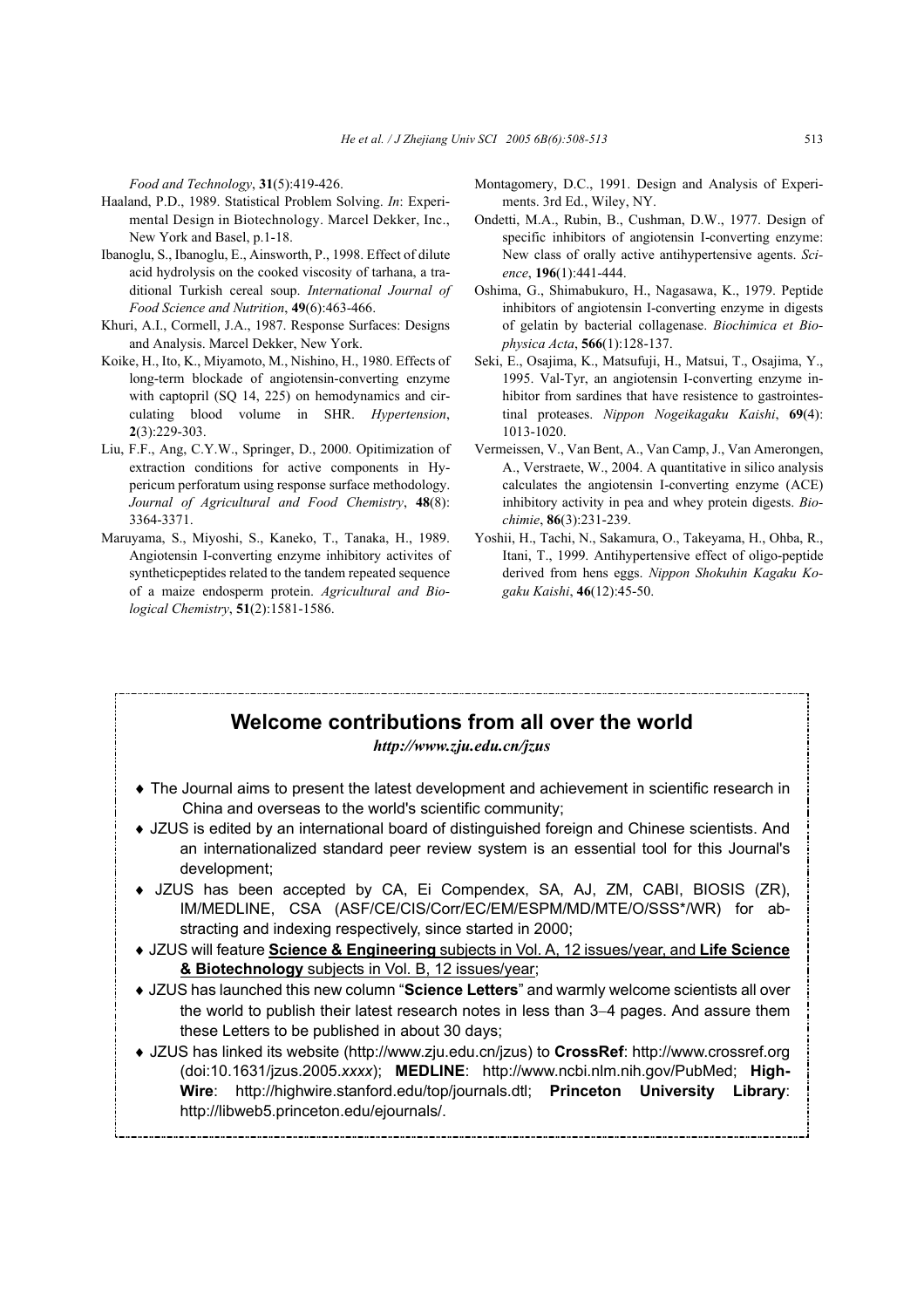*Food and Technology*, **31**(5):419-426.

Haaland, P.D., 1989. Statistical Problem Solving. *In*: Experimental Design in Biotechnology. Marcel Dekker, Inc., New York and Basel, p.1-18.

Ibanoglu, S., Ibanoglu, E., Ainsworth, P., 1998. Effect of dilute acid hydrolysis on the cooked viscosity of tarhana, a traditional Turkish cereal soup. *International Journal of Food Science and Nutrition*, **49**(6):463-466.

Khuri, A.I., Cormell, J.A., 1987. Response Surfaces: Designs and Analysis. Marcel Dekker, New York.

Koike, H., Ito, K., Miyamoto, M., Nishino, H., 1980. Effects of long-term blockade of angiotensin-converting enzyme with captopril (SQ 14, 225) on hemodynamics and circulating blood volume in SHR. *Hypertension*, **2**(3):229-303.

Liu, F.F., Ang, C.Y.W., Springer, D., 2000. Opitimization of extraction conditions for active components in Hypericum perforatum using response surface methodology. *Journal of Agricultural and Food Chemistry*, **48**(8): 3364-3371.

Maruyama, S., Miyoshi, S., Kaneko, T., Tanaka, H., 1989. Angiotensin I-converting enzyme inhibitory activites of syntheticpeptides related to the tandem repeated sequence of a maize endosperm protein. *Agricultural and Biological Chemistry*, **51**(2):1581-1586.

Montagomery, D.C., 1991. Design and Analysis of Experiments. 3rd Ed., Wiley, NY.

Ondetti, M.A., Rubin, B., Cushman, D.W., 1977. Design of specific inhibitors of angiotensin I-converting enzyme: New class of orally active antihypertensive agents. *Science*, **196**(1):441-444.

Oshima, G., Shimabukuro, H., Nagasawa, K., 1979. Peptide inhibitors of angiotensin I-converting enzyme in digests of gelatin by bacterial collagenase. *Biochimica et Biophysica Acta*, **566**(1):128-137.

Seki, E., Osajima, K., Matsufuji, H., Matsui, T., Osajima, Y., 1995. Val-Tyr, an angiotensin I-converting enzyme inhibitor from sardines that have resistence to gastrointestinal proteases. *Nippon Nogeikagaku Kaishi*, **69**(4): 1013-1020.

Vermeissen, V., Van Bent, A., Van Camp, J., Van Amerongen, A., Verstraete, W., 2004. A quantitative in silico analysis calculates the angiotensin I-converting enzyme (ACE) inhibitory activity in pea and whey protein digests. *Biochimie*, **86**(3):231-239.

Yoshii, H., Tachi, N., Sakamura, O., Takeyama, H., Ohba, R., Itani, T., 1999. Antihypertensive effect of oligo-peptide derived from hens eggs. *Nippon Shokuhin Kagaku Kogaku Kaishi*, **46**(12):45-50.

## Welcome contributions from all over the world

***http://www.zju.edu.cn/jzus***

- The Journal aims to present the latest development and achievement in scientific research in China and overseas to the world's scientific community;
- JZUS is edited by an international board of distinguished foreign and Chinese scientists. And an internationalized standard peer review system is an essential tool for this Journal's development;
- JZUS has been accepted by CA, Ei Compendex, SA, AJ, ZM, CABI, BIOSIS (ZR), IM/MEDLINE, CSA (ASF/CE/CIS/Corr/EC/EM/ESPM/MD/MTE/O/SSS*/WR) for abstracting and indexing respectively, since started in 2000;
- JZUS will feature **Science & Engineering** subjects in Vol. A, 12 issues/year, and **Life Science & Biotechnology** subjects in Vol. B, 12 issues/year;
- JZUS has launched this new column "**Science Letters**" and warmly welcome scientists all over the world to publish their latest research notes in less than 3–4 pages. And assure them these Letters to be published in about 30 days;
- JZUS has linked its website (http://www.zju.edu.cn/jzus) to **CrossRef**: http://www.crossref.org (doi:10.1631/jzus.2005.*xxxx*); **MEDLINE**: http://www.ncbi.nlm.nih.gov/PubMed; **HighWire**: http://highwire.stanford.edu/top/journals.dtl; **Princeton University Library**: http://libweb5.princeton.edu/ejournals/.